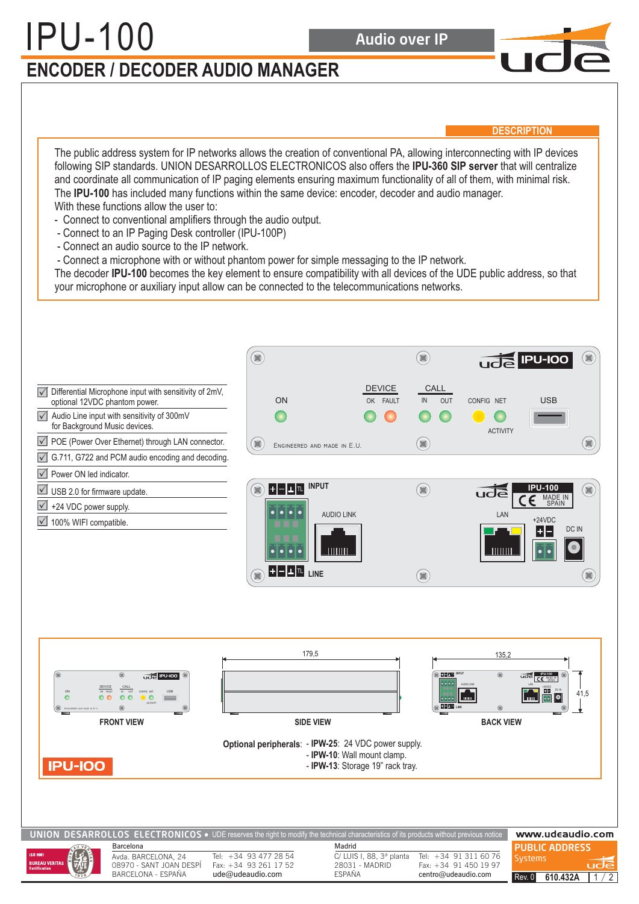# IPU-100

**Audio over IP**

## ENCODER / DECODER AUDIO MANAGER

### DESCRIPTION

The public address system for IP networks allows the creation of conventional PA, allowing interconnecting with IP devices following SIP standards. UNION DESARROLLOS ELECTRONICOS also offers the **IPU-360 SIP server** that will centralize and coordinate all communication of IP paging elements ensuring maximum functionality of all of them, with minimal risk.
The **IPU-100** has included many functions within the same device: encoder, decoder and audio manager.
With these functions allow the user to:

- Connect to conventional amplifiers through the audio output.
- Connect to an IP Paging Desk controller (IPU-100P)
- Connect an audio source to the IP network.
- Connect a microphone with or without phantom power for simple messaging to the IP network.

The decoder **IPU-100** becomes the key element to ensure compatibility with all devices of the UDE public address, so that your microphone or auxiliary input allow can be connected to the telecommunications networks.

- ☑ Differential Microphone input with sensitivity of 2mV, optional 12VDC phantom power.
- ☑ Audio Line input with sensitivity of 300mV for Background Music devices.
- ☑ POE (Power Over Ethernet) through LAN connector.
- ☑ G.711, G722 and PCM audio encoding and decoding.
- ☑ Power ON led indicator.
- ☑ USB 2.0 for firmware update.
- ☑ +24 VDC power supply.
- ☑ 100% WIFI compatible.

IPU-100
ON
DEVICE OK FAULT
CALL IN OUT
CONFIG NET
ACTIVITY
USB
ENGINEERED AND MADE IN E.U.

INPUT
AUDIO LINK
LINE
IPU-100
MADE IN SPAIN
LAN
+24VDC
DC IN

179,5
135,2
41,5

FRONT VIEW

SIDE VIEW

BACK VIEW

**Optional peripherals**:
- **IPW-25**: 24 VDC power supply.
- **IPW-10**: Wall mount clamp.
- **IPW-13**: Storage 19" rack tray.

IPU-100

UNION DESARROLLOS ELECTRONICOS • UDE reserves the right to modify the technical characteristics of its products without previous notice

www.udeaudio.com

Barcelona
Avda. BARCELONA, 24
08970 - SANT JOAN DESPÍ
BARCELONA - ESPAÑA
Tel: +34 93 477 28 54
Fax: +34 93 261 17 52
ude@udeaudio.com

Madrid
C/ LUIS I, 88, 3ª planta
28031 - MADRID
ESPAÑA
Tel: +34 91 311 60 76
Fax: +34 91 450 19 97
centro@udeaudio.com

PUBLIC ADDRESS Systems

Rev. 0 610.432A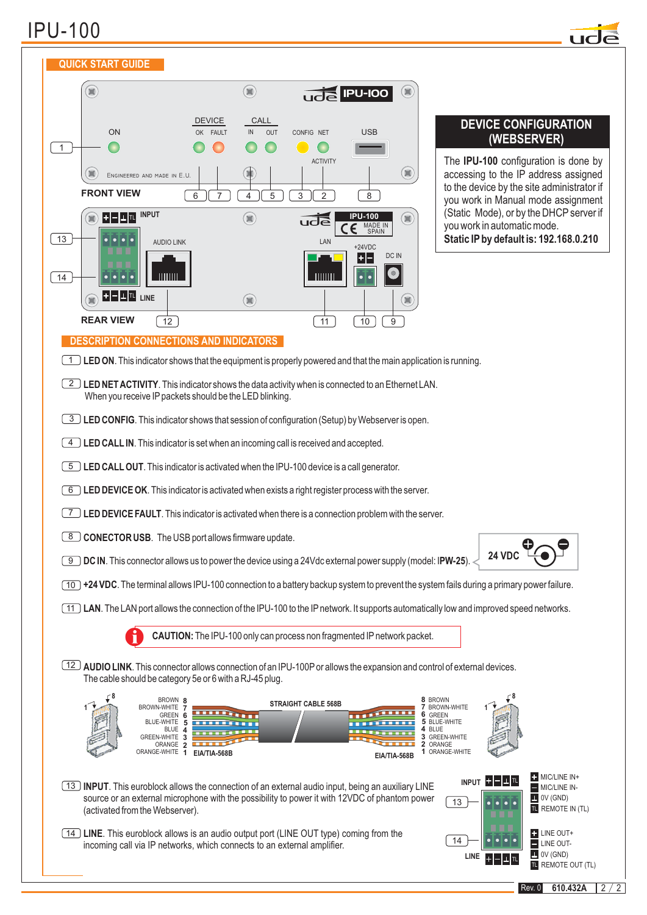# IPU-100

## QUICK START GUIDE

FRONT VIEW

ON

DEVICE: OK, FAULT

CALL: IN, OUT

CONFIG, NET, ACTIVITY

USB

ENGINEERED AND MADE IN E.U.

REAR VIEW

INPUT

AUDIO LINK

LAN

+24VDC

DC IN

LINE

IPU-100

MADE IN SPAIN

## DEVICE CONFIGURATION (WEBSERVER)

The **IPU-100** configuration is done by accessing to the IP address assigned to the device by the site administrator if you work in Manual mode assignment (Static Mode), or by the DHCP server if you work in automatic mode.

**Static IP by default is: 192.168.0.210**

## DESCRIPTION CONNECTIONS AND INDICATORS

1 **LED ON**. This indicator shows that the equipment is properly powered and that the main application is running.

2 **LED NET ACTIVITY**. This indicator shows the data activity when is connected to an Ethernet LAN. When you receive IP packets should be the LED blinking.

3 **LED CONFIG**. This indicator shows that session of configuration (Setup) by Webserver is open.

4 **LED CALL IN**. This indicator is set when an incoming call is received and accepted.

5 **LED CALL OUT**. This indicator is activated when the IPU-100 device is a call generator.

6 **LED DEVICE OK**. This indicator is activated when exists a right register process with the server.

7 **LED DEVICE FAULT**. This indicator is activated when there is a connection problem with the server.

8 **CONECTOR USB**. The USB port allows firmware update.

9 **DC IN**. This connector allows us to power the device using a 24Vdc external power supply (model: **IPW-25**).

24 VDC

10 **+24 VDC**. The terminal allows IPU-100 connection to a battery backup system to prevent the system fails during a primary power failure.

11 **LAN**. The LAN port allows the connection of the IPU-100 to the IP network. It supports automatically low and improved speed networks.

**CAUTION:** The IPU-100 only can process non fragmented IP network packet.

12 **AUDIO LINK**. This connector allows connection of an IPU-100P or allows the expansion and control of external devices. The cable should be category 5e or 6 with a RJ-45 plug.

STRAIGHT CABLE 568B

| EIA/TIA-568B | | EIA/TIA-568B | |
|---|---|---|---|
| BROWN | 8 | 8 | BROWN |
| BROWN-WHITE | 7 | 7 | BROWN-WHITE |
| GREEN | 6 | 6 | GREEN |
| BLUE-WHITE | 5 | 5 | BLUE-WHITE |
| BLUE | 4 | 4 | BLUE |
| GREEN-WHITE | 3 | 3 | GREEN-WHITE |
| ORANGE | 2 | 2 | ORANGE |
| ORANGE-WHITE | 1 | 1 | ORANGE-WHITE |

13 **INPUT**. This euroblock allows the connection of an external audio input, being an auxiliary LINE source or an external microphone with the possibility to power it with 12VDC of phantom power (activated from the Webserver).

14 **LINE**. This euroblock allows is an audio output port (LINE OUT type) coming from the incoming call via IP networks, which connects to an external amplifier.

INPUT:
- + MIC/LINE IN+
- − MIC/LINE IN-
- ⊥ 0V (GND)
- TL REMOTE IN (TL)

LINE:
- + LINE OUT+
- − LINE OUT-
- ⊥ 0V (GND)
- TL REMOTE OUT (TL)

Rev. 0 610.432A